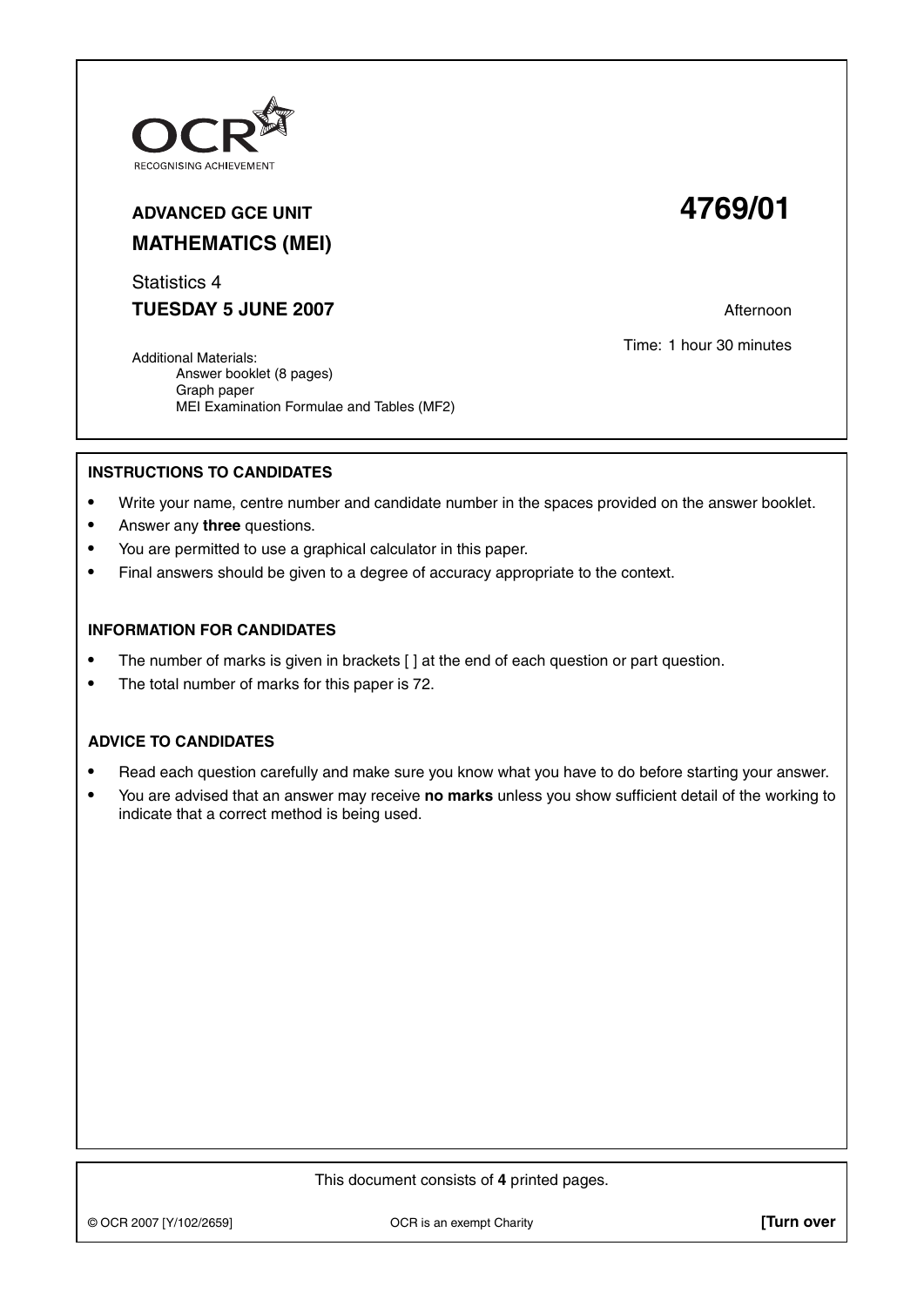OCR
RECOGNISING ACHIEVEMENT

**ADVANCED GCE UNIT**

# 4769/01

**MATHEMATICS (MEI)**

Statistics 4

**TUESDAY 5 JUNE 2007**

Afternoon

Time: 1 hour 30 minutes

Additional Materials:
Answer booklet (8 pages)
Graph paper
MEI Examination Formulae and Tables (MF2)

**INSTRUCTIONS TO CANDIDATES**

- Write your name, centre number and candidate number in the spaces provided on the answer booklet.
- Answer any **three** questions.
- You are permitted to use a graphical calculator in this paper.
- Final answers should be given to a degree of accuracy appropriate to the context.

**INFORMATION FOR CANDIDATES**

- The number of marks is given in brackets [ ] at the end of each question or part question.
- The total number of marks for this paper is 72.

**ADVICE TO CANDIDATES**

- Read each question carefully and make sure you know what you have to do before starting your answer.
- You are advised that an answer may receive **no marks** unless you show sufficient detail of the working to indicate that a correct method is being used.

This document consists of **4** printed pages.

© OCR 2007 [Y/102/2659] OCR is an exempt Charity **[Turn over**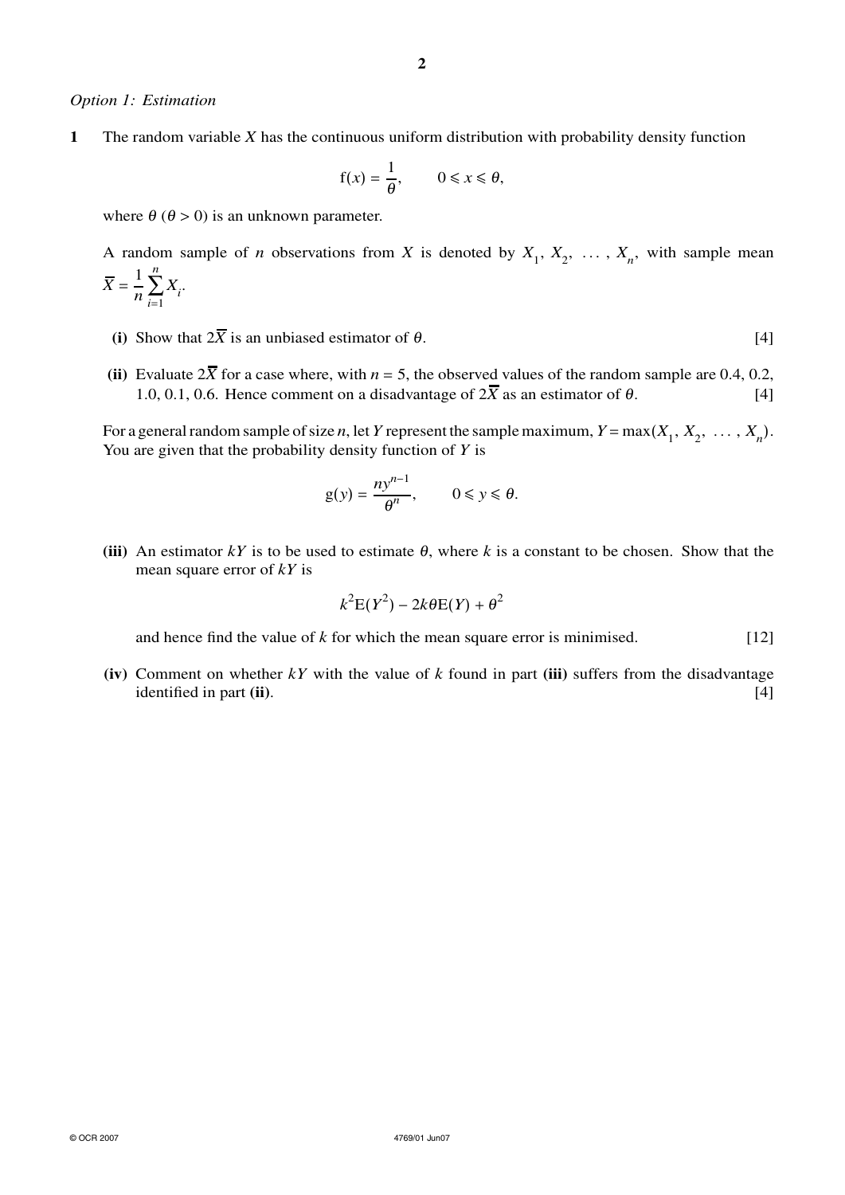*Option 1: Estimation*

**1** The random variable $X$ has the continuous uniform distribution with probability density function

$$f(x) = \frac{1}{\theta}, \qquad 0 \leqslant x \leqslant \theta,$$

where $\theta$ ($\theta > 0$) is an unknown parameter.

A random sample of $n$ observations from $X$ is denoted by $X_1, X_2, \ldots, X_n$, with sample mean $\overline{X} = \frac{1}{n}\sum_{i=1}^{n} X_i$.

**(i)** Show that $2\overline{X}$ is an unbiased estimator of $\theta$. [4]

**(ii)** Evaluate $2\overline{X}$ for a case where, with $n = 5$, the observed values of the random sample are 0.4, 0.2, 1.0, 0.1, 0.6. Hence comment on a disadvantage of $2\overline{X}$ as an estimator of $\theta$. [4]

For a general random sample of size $n$, let $Y$ represent the sample maximum, $Y = \max(X_1, X_2, \ldots, X_n)$. You are given that the probability density function of $Y$ is

$$g(y) = \frac{ny^{n-1}}{\theta^n}, \qquad 0 \leqslant y \leqslant \theta.$$

**(iii)** An estimator $kY$ is to be used to estimate $\theta$, where $k$ is a constant to be chosen. Show that the mean square error of $kY$ is

$$k^2\mathrm{E}(Y^2) - 2k\theta\mathrm{E}(Y) + \theta^2$$

and hence find the value of $k$ for which the mean square error is minimised. [12]

**(iv)** Comment on whether $kY$ with the value of $k$ found in part **(iii)** suffers from the disadvantage identified in part **(ii)**. [4]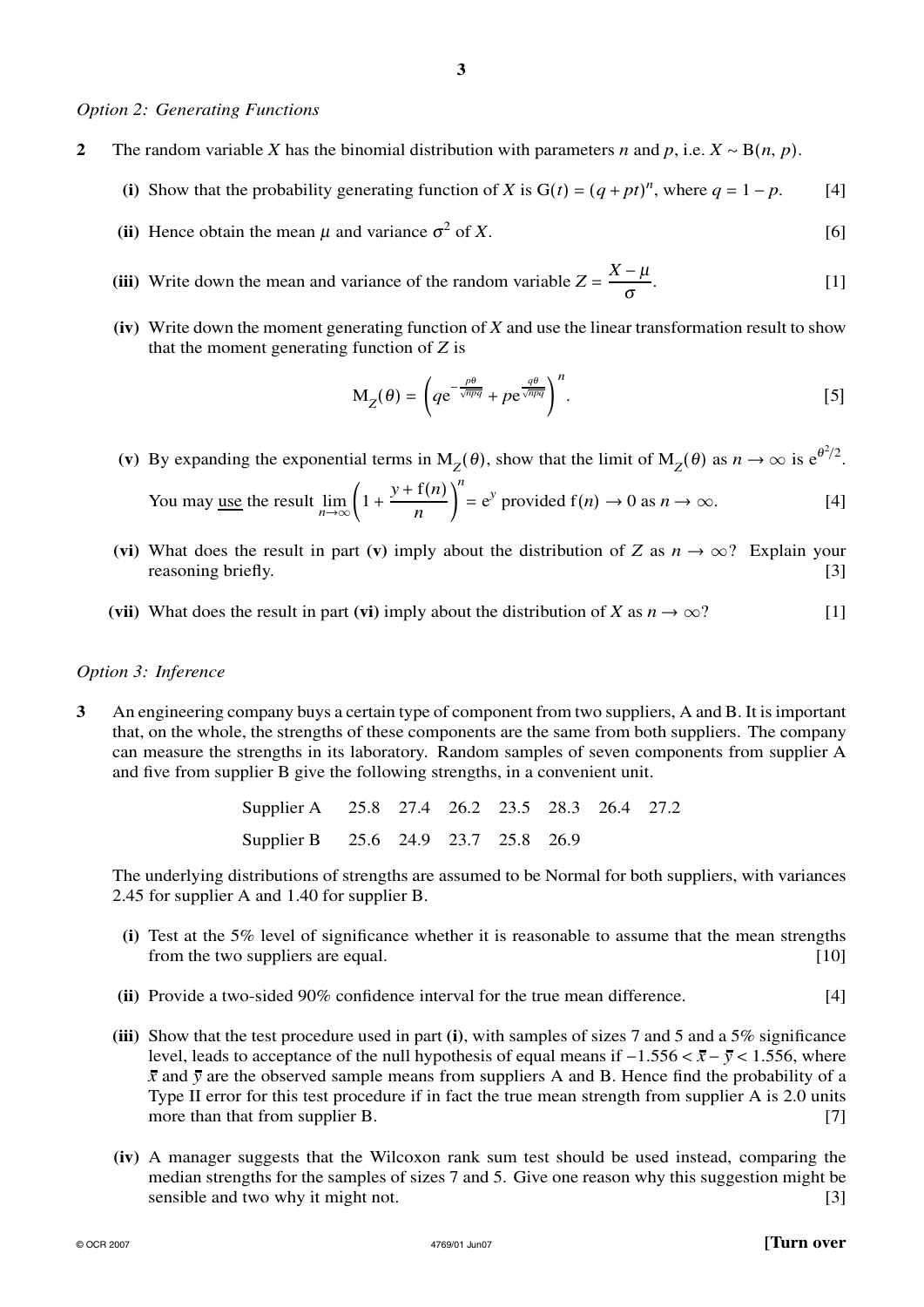*Option 2: Generating Functions*

**2** The random variable $X$ has the binomial distribution with parameters $n$ and $p$, i.e. $X \sim \mathrm{B}(n, p)$.

**(i)** Show that the probability generating function of $X$ is $\mathrm{G}(t) = (q + pt)^n$, where $q = 1 - p$. [4]

**(ii)** Hence obtain the mean $\mu$ and variance $\sigma^2$ of $X$. [6]

**(iii)** Write down the mean and variance of the random variable $Z = \dfrac{X - \mu}{\sigma}$. [1]

**(iv)** Write down the moment generating function of $X$ and use the linear transformation result to show that the moment generating function of $Z$ is

$$\mathrm{M}_Z(\theta) = \left( q\mathrm{e}^{-\frac{p\theta}{\sqrt{npq}}} + p\mathrm{e}^{\frac{q\theta}{\sqrt{npq}}} \right)^n. \qquad [5]$$

**(v)** By expanding the exponential terms in $\mathrm{M}_Z(\theta)$, show that the limit of $\mathrm{M}_Z(\theta)$ as $n \to \infty$ is $\mathrm{e}^{\theta^2/2}$.

You may <u>use</u> the result $\displaystyle\lim_{n\to\infty} \left(1 + \frac{y + \mathrm{f}(n)}{n}\right)^n = \mathrm{e}^y$ provided $\mathrm{f}(n) \to 0$ as $n \to \infty$. [4]

**(vi)** What does the result in part **(v)** imply about the distribution of $Z$ as $n \to \infty$? Explain your reasoning briefly. [3]

**(vii)** What does the result in part **(vi)** imply about the distribution of $X$ as $n \to \infty$? [1]

*Option 3: Inference*

**3** An engineering company buys a certain type of component from two suppliers, A and B. It is important that, on the whole, the strengths of these components are the same from both suppliers. The company can measure the strengths in its laboratory. Random samples of seven components from supplier A and five from supplier B give the following strengths, in a convenient unit.

| | | | | | | | |
|---|---|---|---|---|---|---|---|
| Supplier A | 25.8 | 27.4 | 26.2 | 23.5 | 28.3 | 26.4 | 27.2 |
| Supplier B | 25.6 | 24.9 | 23.7 | 25.8 | 26.9 | | |

The underlying distributions of strengths are assumed to be Normal for both suppliers, with variances 2.45 for supplier A and 1.40 for supplier B.

**(i)** Test at the 5% level of significance whether it is reasonable to assume that the mean strengths from the two suppliers are equal. [10]

**(ii)** Provide a two-sided 90% confidence interval for the true mean difference. [4]

**(iii)** Show that the test procedure used in part **(i)**, with samples of sizes 7 and 5 and a 5% significance level, leads to acceptance of the null hypothesis of equal means if $-1.556 < \bar{x} - \bar{y} < 1.556$, where $\bar{x}$ and $\bar{y}$ are the observed sample means from suppliers A and B. Hence find the probability of a Type II error for this test procedure if in fact the true mean strength from supplier A is 2.0 units more than that from supplier B. [7]

**(iv)** A manager suggests that the Wilcoxon rank sum test should be used instead, comparing the median strengths for the samples of sizes 7 and 5. Give one reason why this suggestion might be sensible and two why it might not. [3]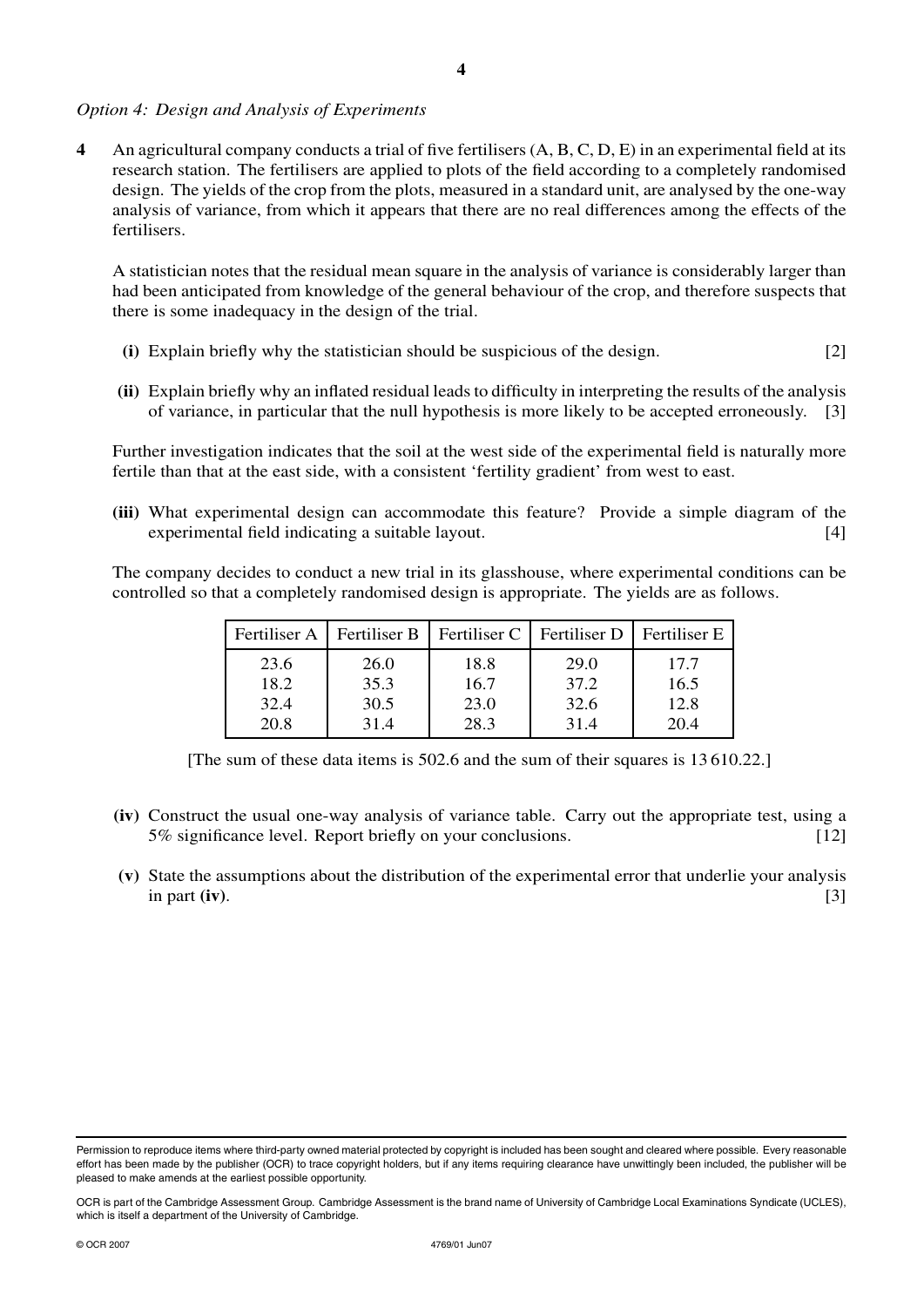*Option 4: Design and Analysis of Experiments*

**4** An agricultural company conducts a trial of five fertilisers (A, B, C, D, E) in an experimental field at its research station. The fertilisers are applied to plots of the field according to a completely randomised design. The yields of the crop from the plots, measured in a standard unit, are analysed by the one-way analysis of variance, from which it appears that there are no real differences among the effects of the fertilisers.

A statistician notes that the residual mean square in the analysis of variance is considerably larger than had been anticipated from knowledge of the general behaviour of the crop, and therefore suspects that there is some inadequacy in the design of the trial.

**(i)** Explain briefly why the statistician should be suspicious of the design. [2]

**(ii)** Explain briefly why an inflated residual leads to difficulty in interpreting the results of the analysis of variance, in particular that the null hypothesis is more likely to be accepted erroneously. [3]

Further investigation indicates that the soil at the west side of the experimental field is naturally more fertile than that at the east side, with a consistent 'fertility gradient' from west to east.

**(iii)** What experimental design can accommodate this feature? Provide a simple diagram of the experimental field indicating a suitable layout. [4]

The company decides to conduct a new trial in its glasshouse, where experimental conditions can be controlled so that a completely randomised design is appropriate. The yields are as follows.

| Fertiliser A | Fertiliser B | Fertiliser C | Fertiliser D | Fertiliser E |
|---|---|---|---|---|
| 23.6 | 26.0 | 18.8 | 29.0 | 17.7 |
| 18.2 | 35.3 | 16.7 | 37.2 | 16.5 |
| 32.4 | 30.5 | 23.0 | 32.6 | 12.8 |
| 20.8 | 31.4 | 28.3 | 31.4 | 20.4 |

[The sum of these data items is 502.6 and the sum of their squares is 13 610.22.]

**(iv)** Construct the usual one-way analysis of variance table. Carry out the appropriate test, using a 5% significance level. Report briefly on your conclusions. [12]

**(v)** State the assumptions about the distribution of the experimental error that underlie your analysis in part **(iv)**. [3]

Permission to reproduce items where third-party owned material protected by copyright is included has been sought and cleared where possible. Every reasonable effort has been made by the publisher (OCR) to trace copyright holders, but if any items requiring clearance have unwittingly been included, the publisher will be pleased to make amends at the earliest possible opportunity.

OCR is part of the Cambridge Assessment Group. Cambridge Assessment is the brand name of University of Cambridge Local Examinations Syndicate (UCLES), which is itself a department of the University of Cambridge.